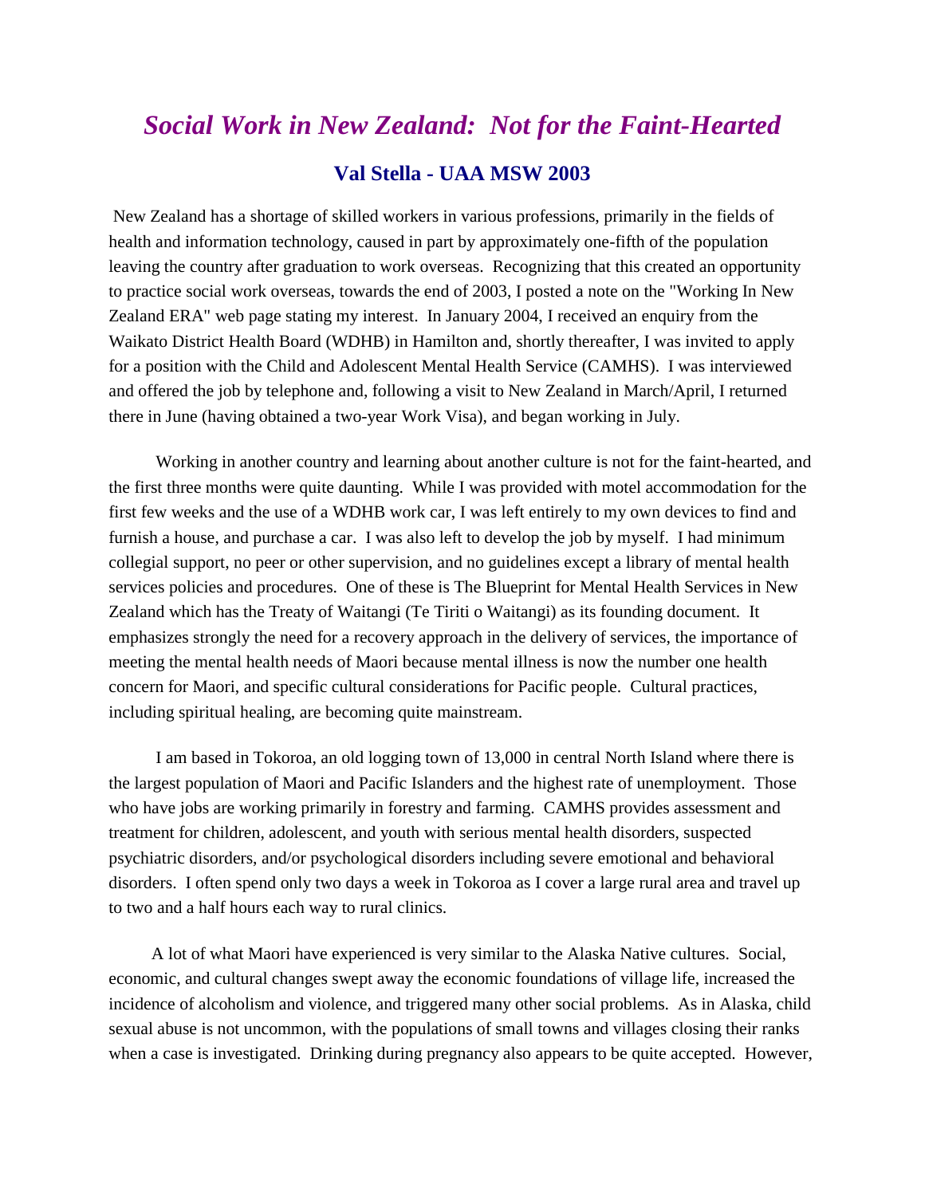# *Social Work in New Zealand: Not for the Faint-Hearted*

## Val Stella - UAA MSW 2003

New Zealand has a shortage of skilled workers in various professions, primarily in the fields of health and information technology, caused in part by approximately one-fifth of the population leaving the country after graduation to work overseas. Recognizing that this created an opportunity to practice social work overseas, towards the end of 2003, I posted a note on the "Working In New Zealand ERA" web page stating my interest. In January 2004, I received an enquiry from the Waikato District Health Board (WDHB) in Hamilton and, shortly thereafter, I was invited to apply for a position with the Child and Adolescent Mental Health Service (CAMHS). I was interviewed and offered the job by telephone and, following a visit to New Zealand in March/April, I returned there in June (having obtained a two-year Work Visa), and began working in July.

Working in another country and learning about another culture is not for the faint-hearted, and the first three months were quite daunting. While I was provided with motel accommodation for the first few weeks and the use of a WDHB work car, I was left entirely to my own devices to find and furnish a house, and purchase a car. I was also left to develop the job by myself. I had minimum collegial support, no peer or other supervision, and no guidelines except a library of mental health services policies and procedures. One of these is The Blueprint for Mental Health Services in New Zealand which has the Treaty of Waitangi (Te Tiriti o Waitangi) as its founding document. It emphasizes strongly the need for a recovery approach in the delivery of services, the importance of meeting the mental health needs of Maori because mental illness is now the number one health concern for Maori, and specific cultural considerations for Pacific people. Cultural practices, including spiritual healing, are becoming quite mainstream.

I am based in Tokoroa, an old logging town of 13,000 in central North Island where there is the largest population of Maori and Pacific Islanders and the highest rate of unemployment. Those who have jobs are working primarily in forestry and farming. CAMHS provides assessment and treatment for children, adolescent, and youth with serious mental health disorders, suspected psychiatric disorders, and/or psychological disorders including severe emotional and behavioral disorders. I often spend only two days a week in Tokoroa as I cover a large rural area and travel up to two and a half hours each way to rural clinics.

A lot of what Maori have experienced is very similar to the Alaska Native cultures. Social, economic, and cultural changes swept away the economic foundations of village life, increased the incidence of alcoholism and violence, and triggered many other social problems. As in Alaska, child sexual abuse is not uncommon, with the populations of small towns and villages closing their ranks when a case is investigated. Drinking during pregnancy also appears to be quite accepted. However,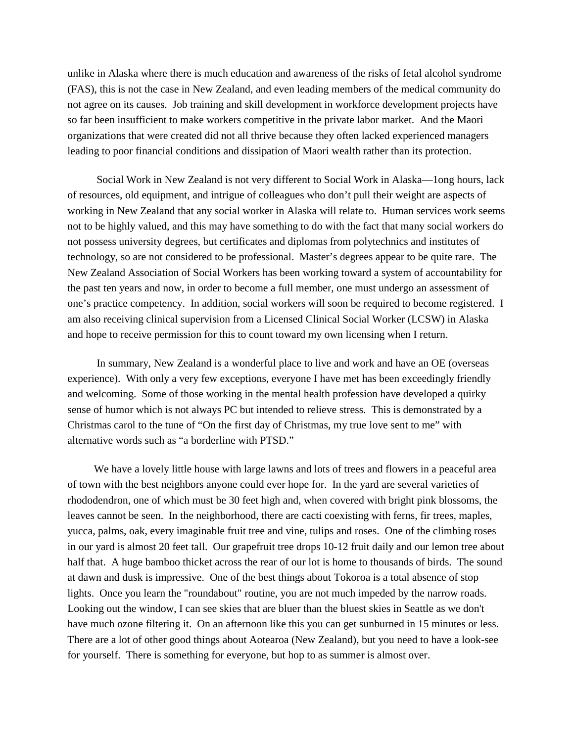unlike in Alaska where there is much education and awareness of the risks of fetal alcohol syndrome (FAS), this is not the case in New Zealand, and even leading members of the medical community do not agree on its causes. Job training and skill development in workforce development projects have so far been insufficient to make workers competitive in the private labor market. And the Maori organizations that were created did not all thrive because they often lacked experienced managers leading to poor financial conditions and dissipation of Maori wealth rather than its protection.

Social Work in New Zealand is not very different to Social Work in Alaska—1ong hours, lack of resources, old equipment, and intrigue of colleagues who don't pull their weight are aspects of working in New Zealand that any social worker in Alaska will relate to. Human services work seems not to be highly valued, and this may have something to do with the fact that many social workers do not possess university degrees, but certificates and diplomas from polytechnics and institutes of technology, so are not considered to be professional. Master's degrees appear to be quite rare. The New Zealand Association of Social Workers has been working toward a system of accountability for the past ten years and now, in order to become a full member, one must undergo an assessment of one's practice competency. In addition, social workers will soon be required to become registered. I am also receiving clinical supervision from a Licensed Clinical Social Worker (LCSW) in Alaska and hope to receive permission for this to count toward my own licensing when I return.

In summary, New Zealand is a wonderful place to live and work and have an OE (overseas experience). With only a very few exceptions, everyone I have met has been exceedingly friendly and welcoming. Some of those working in the mental health profession have developed a quirky sense of humor which is not always PC but intended to relieve stress. This is demonstrated by a Christmas carol to the tune of "On the first day of Christmas, my true love sent to me" with alternative words such as "a borderline with PTSD."

We have a lovely little house with large lawns and lots of trees and flowers in a peaceful area of town with the best neighbors anyone could ever hope for. In the yard are several varieties of rhododendron, one of which must be 30 feet high and, when covered with bright pink blossoms, the leaves cannot be seen. In the neighborhood, there are cacti coexisting with ferns, fir trees, maples, yucca, palms, oak, every imaginable fruit tree and vine, tulips and roses. One of the climbing roses in our yard is almost 20 feet tall. Our grapefruit tree drops 10-12 fruit daily and our lemon tree about half that. A huge bamboo thicket across the rear of our lot is home to thousands of birds. The sound at dawn and dusk is impressive. One of the best things about Tokoroa is a total absence of stop lights. Once you learn the "roundabout" routine, you are not much impeded by the narrow roads. Looking out the window, I can see skies that are bluer than the bluest skies in Seattle as we don't have much ozone filtering it. On an afternoon like this you can get sunburned in 15 minutes or less. There are a lot of other good things about Aotearoa (New Zealand), but you need to have a look-see for yourself. There is something for everyone, but hop to as summer is almost over.